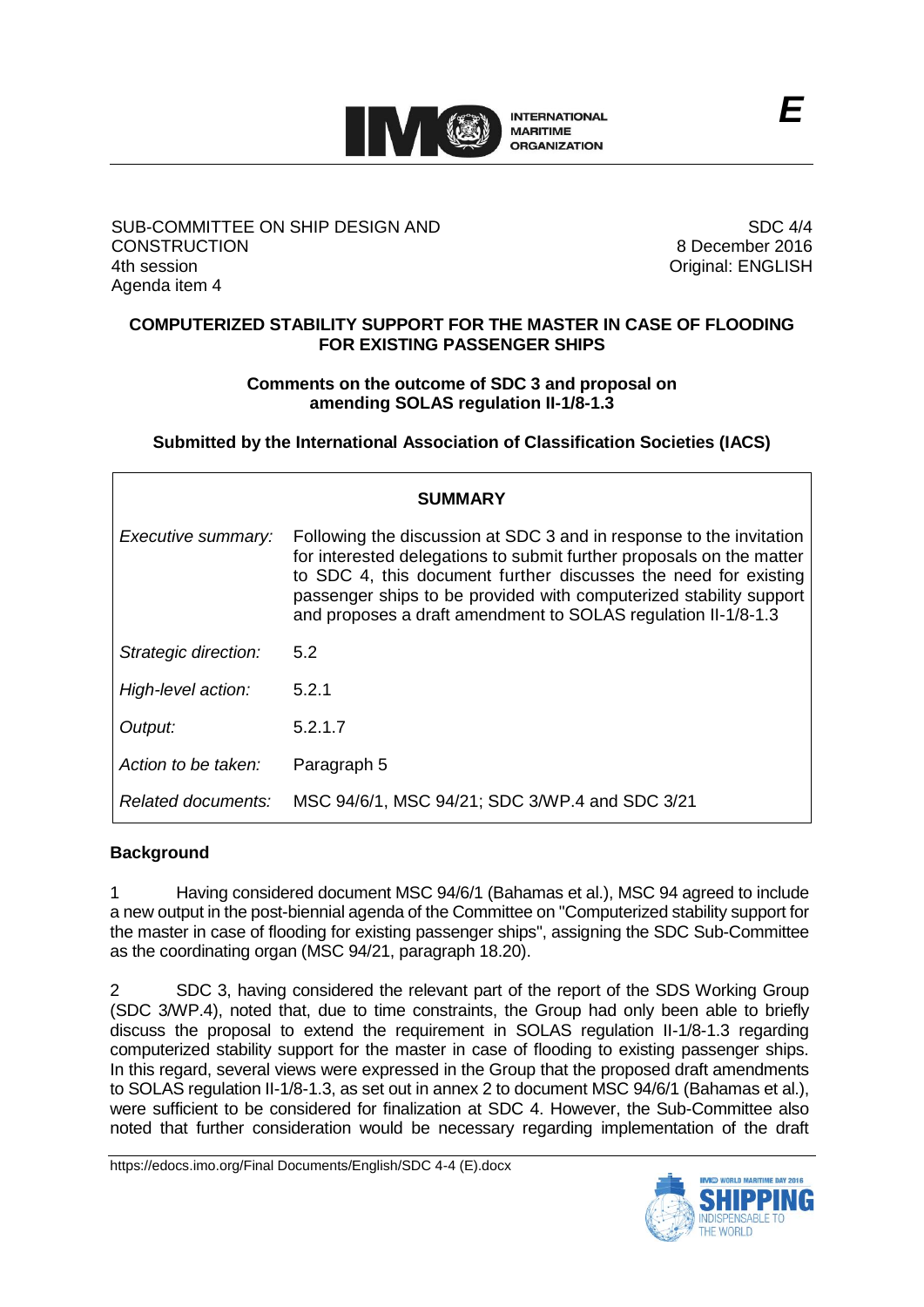**E**

SUB-COMMITTEE ON SHIP DESIGN AND CONSTRUCTION
4th session
Agenda item 4

SDC 4/4
8 December 2016
Original: ENGLISH

# COMPUTERIZED STABILITY SUPPORT FOR THE MASTER IN CASE OF FLOODING FOR EXISTING PASSENGER SHIPS

## Comments on the outcome of SDC 3 and proposal on amending SOLAS regulation II-1/8-1.3

### Submitted by the International Association of Classification Societies (IACS)

| **SUMMARY** | |
|---|---|
| *Executive summary:* | Following the discussion at SDC 3 and in response to the invitation for interested delegations to submit further proposals on the matter to SDC 4, this document further discusses the need for existing passenger ships to be provided with computerized stability support and proposes a draft amendment to SOLAS regulation II-1/8-1.3 |
| *Strategic direction:* | 5.2 |
| *High-level action:* | 5.2.1 |
| *Output:* | 5.2.1.7 |
| *Action to be taken:* | Paragraph 5 |
| *Related documents:* | MSC 94/6/1, MSC 94/21; SDC 3/WP.4 and SDC 3/21 |

**Background**

1 Having considered document MSC 94/6/1 (Bahamas et al.), MSC 94 agreed to include a new output in the post-biennial agenda of the Committee on "Computerized stability support for the master in case of flooding for existing passenger ships", assigning the SDC Sub-Committee as the coordinating organ (MSC 94/21, paragraph 18.20).

2 SDC 3, having considered the relevant part of the report of the SDS Working Group (SDC 3/WP.4), noted that, due to time constraints, the Group had only been able to briefly discuss the proposal to extend the requirement in SOLAS regulation II-1/8-1.3 regarding computerized stability support for the master in case of flooding to existing passenger ships. In this regard, several views were expressed in the Group that the proposed draft amendments to SOLAS regulation II-1/8-1.3, as set out in annex 2 to document MSC 94/6/1 (Bahamas et al.), were sufficient to be considered for finalization at SDC 4. However, the Sub-Committee also noted that further consideration would be necessary regarding implementation of the draft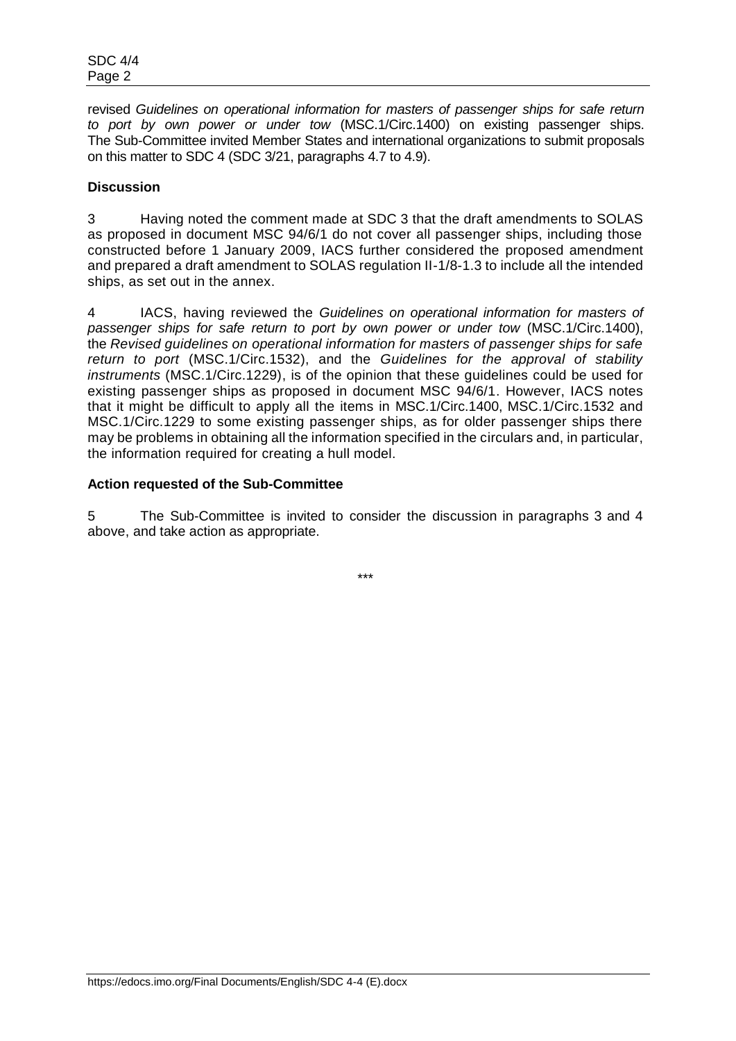revised *Guidelines on operational information for masters of passenger ships for safe return to port by own power or under tow* (MSC.1/Circ.1400) on existing passenger ships. The Sub-Committee invited Member States and international organizations to submit proposals on this matter to SDC 4 (SDC 3/21, paragraphs 4.7 to 4.9).

**Discussion**

3 Having noted the comment made at SDC 3 that the draft amendments to SOLAS as proposed in document MSC 94/6/1 do not cover all passenger ships, including those constructed before 1 January 2009, IACS further considered the proposed amendment and prepared a draft amendment to SOLAS regulation II-1/8-1.3 to include all the intended ships, as set out in the annex.

4 IACS, having reviewed the *Guidelines on operational information for masters of passenger ships for safe return to port by own power or under tow* (MSC.1/Circ.1400), the *Revised guidelines on operational information for masters of passenger ships for safe return to port* (MSC.1/Circ.1532), and the *Guidelines for the approval of stability instruments* (MSC.1/Circ.1229), is of the opinion that these guidelines could be used for existing passenger ships as proposed in document MSC 94/6/1. However, IACS notes that it might be difficult to apply all the items in MSC.1/Circ.1400, MSC.1/Circ.1532 and MSC.1/Circ.1229 to some existing passenger ships, as for older passenger ships there may be problems in obtaining all the information specified in the circulars and, in particular, the information required for creating a hull model.

**Action requested of the Sub-Committee**

5 The Sub-Committee is invited to consider the discussion in paragraphs 3 and 4 above, and take action as appropriate.

\*\*\*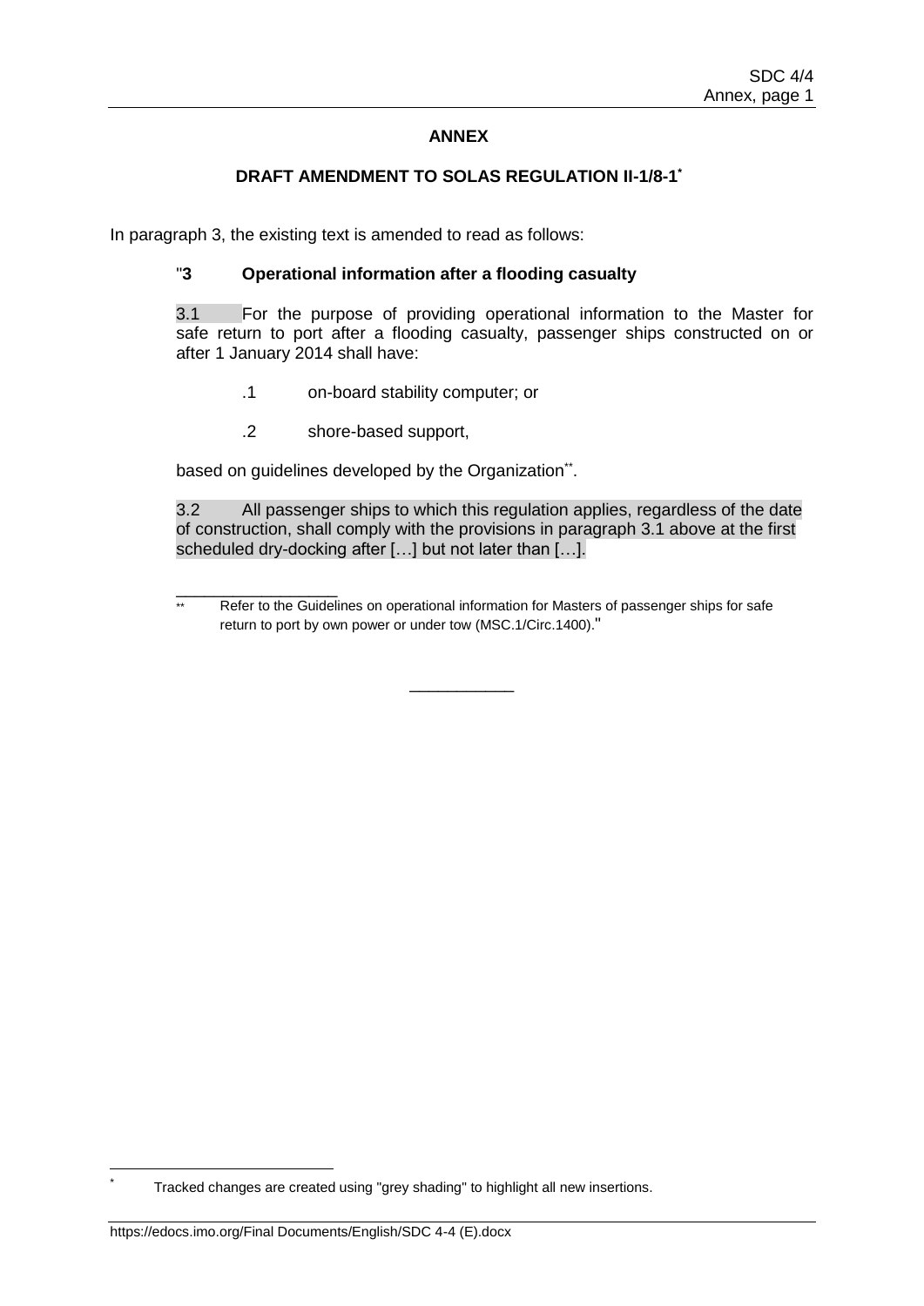**ANNEX**

**DRAFT AMENDMENT TO SOLAS REGULATION II-1/8-1***

In paragraph 3, the existing text is amended to read as follows:

"**3 Operational information after a flooding casualty**

3.1 For the purpose of providing operational information to the Master for safe return to port after a flooding casualty, passenger ships constructed on or after 1 January 2014 shall have:

.1 on-board stability computer; or

.2 shore-based support,

based on guidelines developed by the Organization**.

3.2 All passenger ships to which this regulation applies, regardless of the date of construction, shall comply with the provisions in paragraph 3.1 above at the first scheduled dry-docking after […] but not later than […].

---

** Refer to the Guidelines on operational information for Masters of passenger ships for safe return to port by own power or under tow (MSC.1/Circ.1400)."

---

\* Tracked changes are created using "grey shading" to highlight all new insertions.